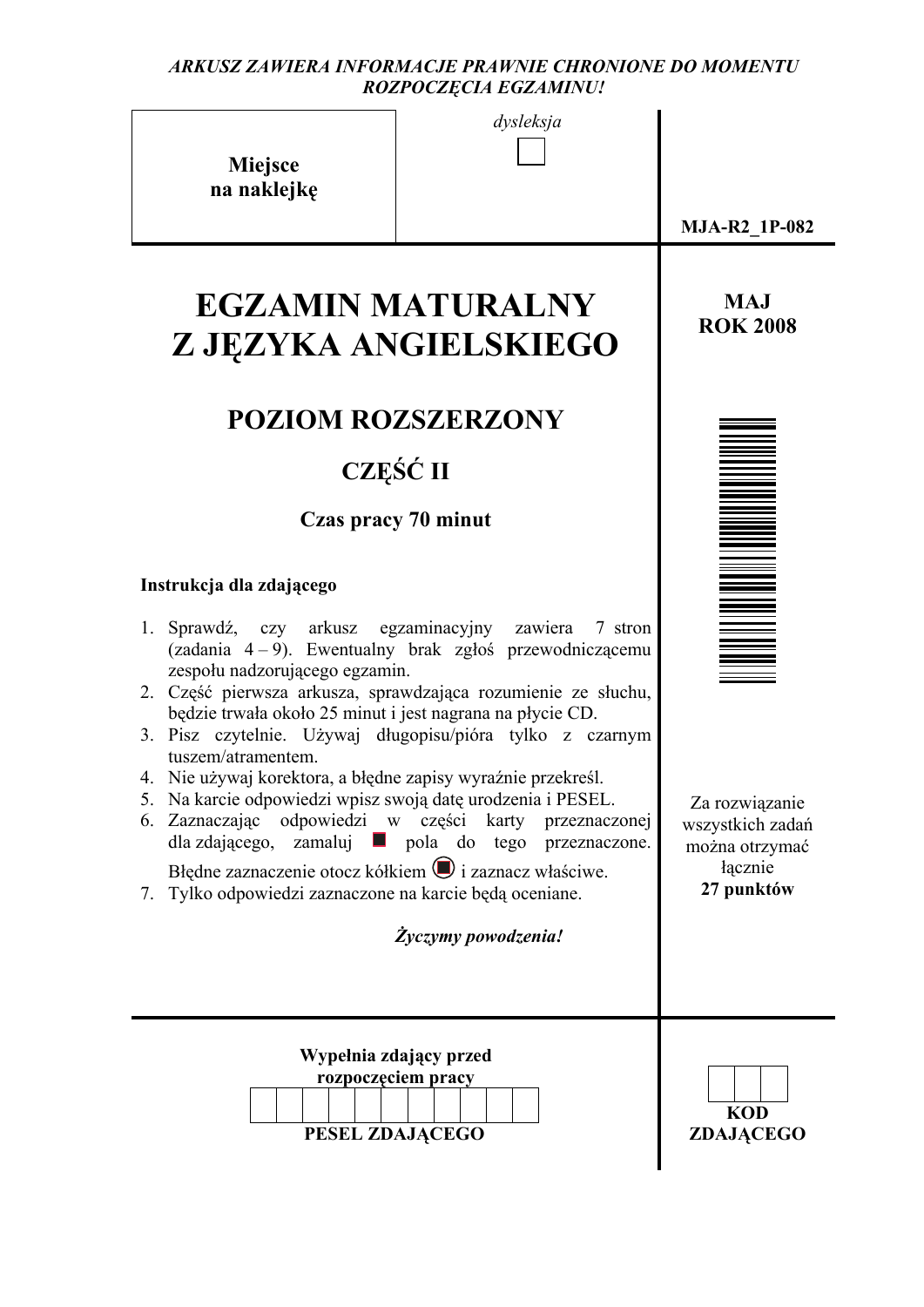*ARKUSZ ZAWIERA INFORMACJE PRAWNIE CHRONIONE DO MOMENTU ROZPOCZĘCIA EGZAMINU!*

**Miejsce na naklejkę**

*dysleksja*

**MJA-R2_1P-082**

# EGZAMIN MATURALNY Z JĘZYKA ANGIELSKIEGO

**MAJ ROK 2008**

## POZIOM ROZSZERZONY

## CZĘŚĆ II

**Czas pracy 70 minut**

**Instrukcja dla zdającego**

1. Sprawdź, czy arkusz egzaminacyjny zawiera 7 stron (zadania 4 – 9). Ewentualny brak zgłoś przewodniczącemu zespołu nadzorującego egzamin.
2. Część pierwsza arkusza, sprawdzająca rozumienie ze słuchu, będzie trwała około 25 minut i jest nagrana na płycie CD.
3. Pisz czytelnie. Używaj długopisu/pióra tylko z czarnym tuszem/atramentem.
4. Nie używaj korektora, a błędne zapisy wyraźnie przekreśl.
5. Na karcie odpowiedzi wpisz swoją datę urodzenia i PESEL.
6. Zaznaczając odpowiedzi w części karty przeznaczonej dla zdającego, zamaluj ■ pola do tego przeznaczone. Błędne zaznaczenie otocz kółkiem i zaznacz właściwe.
7. Tylko odpowiedzi zaznaczone na karcie będą oceniane.

***Życzymy powodzenia!***

Za rozwiązanie wszystkich zadań można otrzymać łącznie **27 punktów**

**Wypełnia zdający przed rozpoczęciem pracy**

**PESEL ZDAJĄCEGO**

**KOD ZDAJĄCEGO**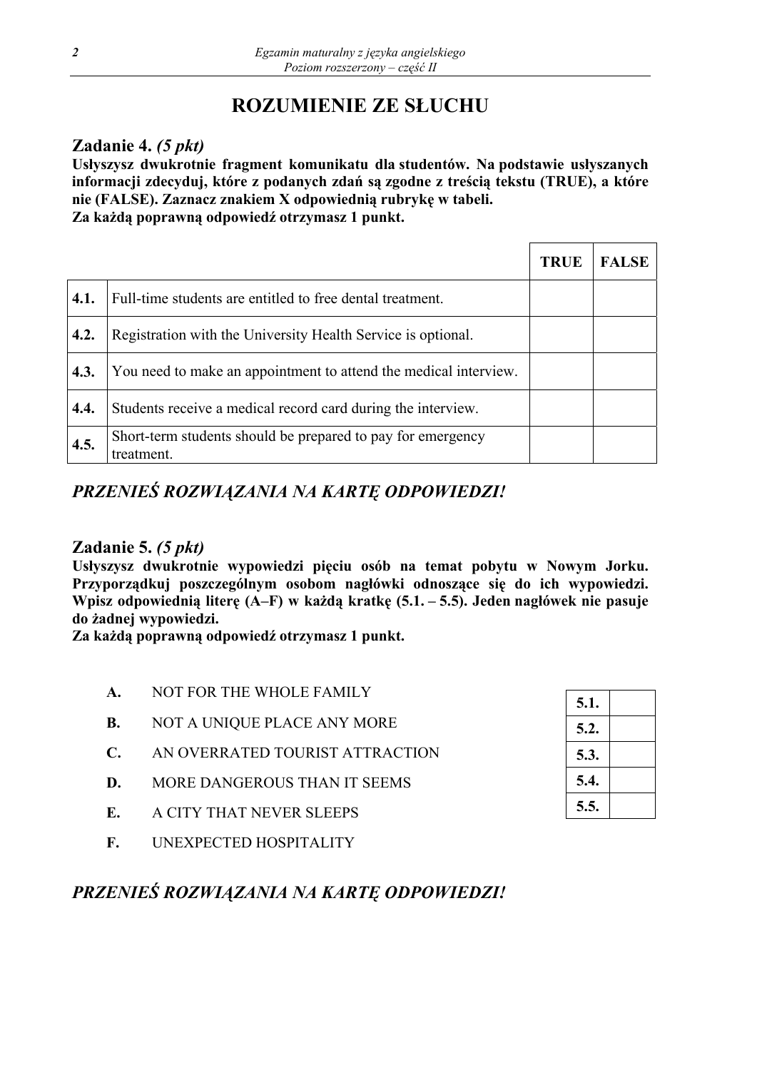# ROZUMIENIE ZE SŁUCHU

## Zadanie 4. *(5 pkt)*

**Usłyszysz dwukrotnie fragment komunikatu dla studentów. Na podstawie usłyszanych informacji zdecyduj, które z podanych zdań są zgodne z treścią tekstu (TRUE), a które nie (FALSE). Zaznacz znakiem X odpowiednią rubrykę w tabeli.**
**Za każdą poprawną odpowiedź otrzymasz 1 punkt.**

| | | TRUE | FALSE |
|---|---|---|---|
| 4.1. | Full-time students are entitled to free dental treatment. | | |
| 4.2. | Registration with the University Health Service is optional. | | |
| 4.3. | You need to make an appointment to attend the medical interview. | | |
| 4.4. | Students receive a medical record card during the interview. | | |
| 4.5. | Short-term students should be prepared to pay for emergency treatment. | | |

***PRZENIEŚ ROZWIĄZANIA NA KARTĘ ODPOWIEDZI!***

## Zadanie 5. *(5 pkt)*

**Usłyszysz dwukrotnie wypowiedzi pięciu osób na temat pobytu w Nowym Jorku. Przyporządkuj poszczególnym osobom nagłówki odnoszące się do ich wypowiedzi. Wpisz odpowiednią literę (A–F) w każdą kratkę (5.1. – 5.5). Jeden nagłówek nie pasuje do żadnej wypowiedzi.**
**Za każdą poprawną odpowiedź otrzymasz 1 punkt.**

- **A.** NOT FOR THE WHOLE FAMILY
- **B.** NOT A UNIQUE PLACE ANY MORE
- **C.** AN OVERRATED TOURIST ATTRACTION
- **D.** MORE DANGEROUS THAN IT SEEMS
- **E.** A CITY THAT NEVER SLEEPS
- **F.** UNEXPECTED HOSPITALITY

| | |
|---|---|
| 5.1. | |
| 5.2. | |
| 5.3. | |
| 5.4. | |
| 5.5. | |

***PRZENIEŚ ROZWIĄZANIA NA KARTĘ ODPOWIEDZI!***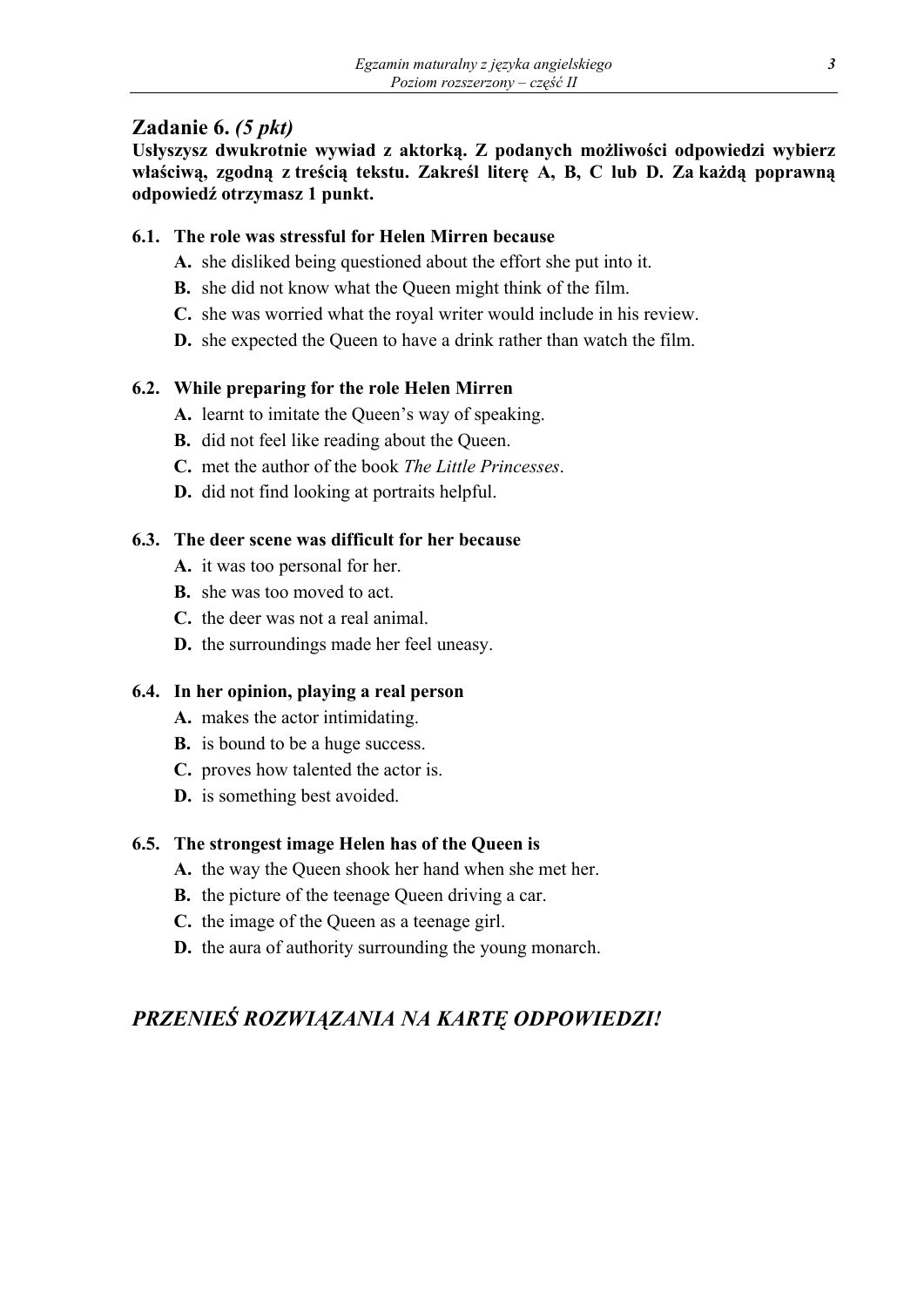## Zadanie 6. *(5 pkt)*

**Usłyszysz dwukrotnie wywiad z aktorką. Z podanych możliwości odpowiedzi wybierz właściwą, zgodną z treścią tekstu. Zakreśl literę A, B, C lub D. Za każdą poprawną odpowiedź otrzymasz 1 punkt.**

**6.1. The role was stressful for Helen Mirren because**

- **A.** she disliked being questioned about the effort she put into it.
- **B.** she did not know what the Queen might think of the film.
- **C.** she was worried what the royal writer would include in his review.
- **D.** she expected the Queen to have a drink rather than watch the film.

**6.2. While preparing for the role Helen Mirren**

- **A.** learnt to imitate the Queen's way of speaking.
- **B.** did not feel like reading about the Queen.
- **C.** met the author of the book *The Little Princesses*.
- **D.** did not find looking at portraits helpful.

**6.3. The deer scene was difficult for her because**

- **A.** it was too personal for her.
- **B.** she was too moved to act.
- **C.** the deer was not a real animal.
- **D.** the surroundings made her feel uneasy.

**6.4. In her opinion, playing a real person**

- **A.** makes the actor intimidating.
- **B.** is bound to be a huge success.
- **C.** proves how talented the actor is.
- **D.** is something best avoided.

**6.5. The strongest image Helen has of the Queen is**

- **A.** the way the Queen shook her hand when she met her.
- **B.** the picture of the teenage Queen driving a car.
- **C.** the image of the Queen as a teenage girl.
- **D.** the aura of authority surrounding the young monarch.

## *PRZENIEŚ ROZWIĄZANIA NA KARTĘ ODPOWIEDZI!*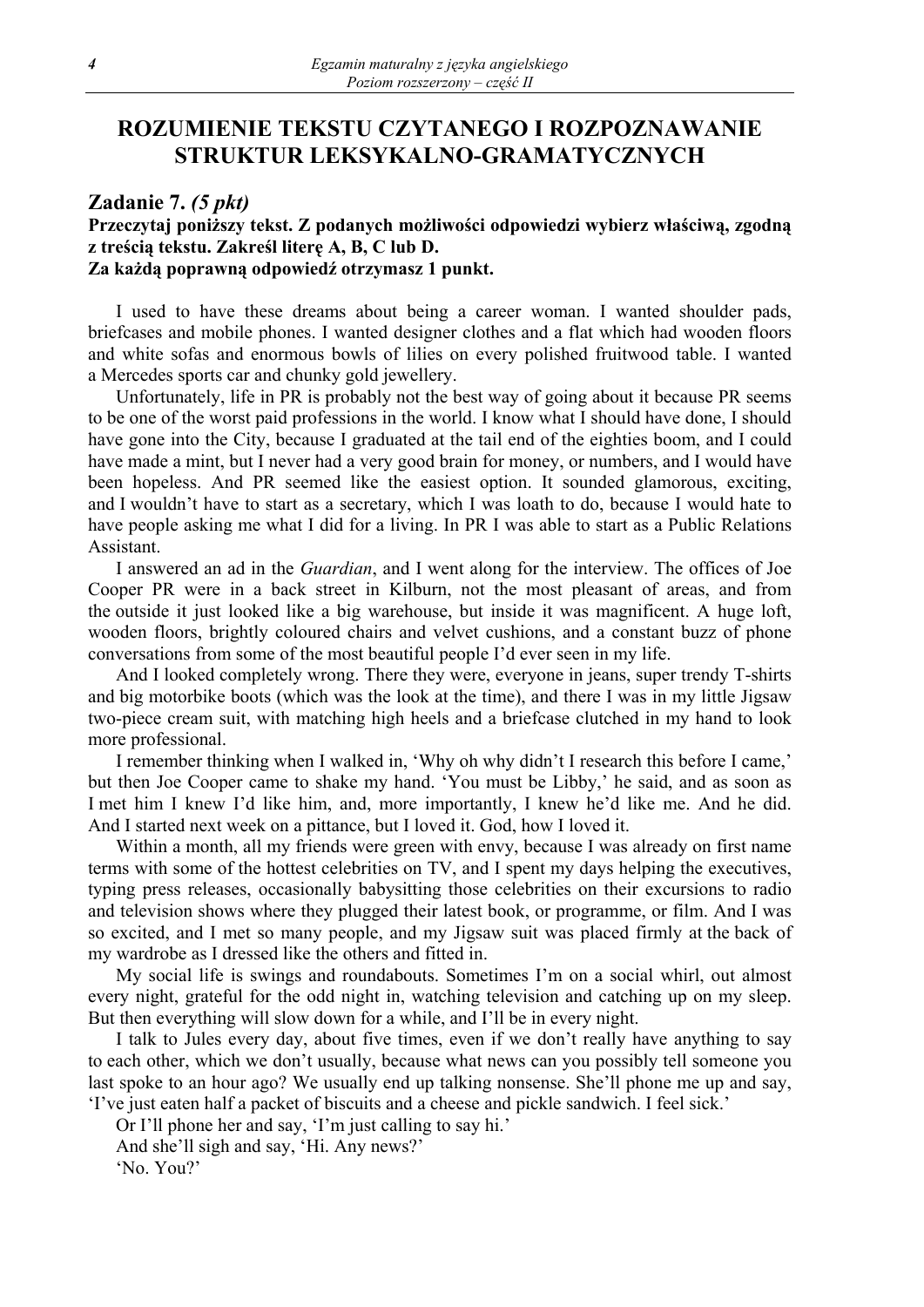# ROZUMIENIE TEKSTU CZYTANEGO I ROZPOZNAWANIE STRUKTUR LEKSYKALNO-GRAMATYCZNYCH

## Zadanie 7. *(5 pkt)*

**Przeczytaj poniższy tekst. Z podanych możliwości odpowiedzi wybierz właściwą, zgodną z treścią tekstu. Zakreśl literę A, B, C lub D.**
**Za każdą poprawną odpowiedź otrzymasz 1 punkt.**

I used to have these dreams about being a career woman. I wanted shoulder pads, briefcases and mobile phones. I wanted designer clothes and a flat which had wooden floors and white sofas and enormous bowls of lilies on every polished fruitwood table. I wanted a Mercedes sports car and chunky gold jewellery.

Unfortunately, life in PR is probably not the best way of going about it because PR seems to be one of the worst paid professions in the world. I know what I should have done, I should have gone into the City, because I graduated at the tail end of the eighties boom, and I could have made a mint, but I never had a very good brain for money, or numbers, and I would have been hopeless. And PR seemed like the easiest option. It sounded glamorous, exciting, and I wouldn't have to start as a secretary, which I was loath to do, because I would hate to have people asking me what I did for a living. In PR I was able to start as a Public Relations Assistant.

I answered an ad in the *Guardian*, and I went along for the interview. The offices of Joe Cooper PR were in a back street in Kilburn, not the most pleasant of areas, and from the outside it just looked like a big warehouse, but inside it was magnificent. A huge loft, wooden floors, brightly coloured chairs and velvet cushions, and a constant buzz of phone conversations from some of the most beautiful people I'd ever seen in my life.

And I looked completely wrong. There they were, everyone in jeans, super trendy T-shirts and big motorbike boots (which was the look at the time), and there I was in my little Jigsaw two-piece cream suit, with matching high heels and a briefcase clutched in my hand to look more professional.

I remember thinking when I walked in, 'Why oh why didn't I research this before I came,' but then Joe Cooper came to shake my hand. 'You must be Libby,' he said, and as soon as I met him I knew I'd like him, and, more importantly, I knew he'd like me. And he did. And I started next week on a pittance, but I loved it. God, how I loved it.

Within a month, all my friends were green with envy, because I was already on first name terms with some of the hottest celebrities on TV, and I spent my days helping the executives, typing press releases, occasionally babysitting those celebrities on their excursions to radio and television shows where they plugged their latest book, or programme, or film. And I was so excited, and I met so many people, and my Jigsaw suit was placed firmly at the back of my wardrobe as I dressed like the others and fitted in.

My social life is swings and roundabouts. Sometimes I'm on a social whirl, out almost every night, grateful for the odd night in, watching television and catching up on my sleep. But then everything will slow down for a while, and I'll be in every night.

I talk to Jules every day, about five times, even if we don't really have anything to say to each other, which we don't usually, because what news can you possibly tell someone you last spoke to an hour ago? We usually end up talking nonsense. She'll phone me up and say, 'I've just eaten half a packet of biscuits and a cheese and pickle sandwich. I feel sick.'

Or I'll phone her and say, 'I'm just calling to say hi.'

And she'll sigh and say, 'Hi. Any news?'

'No. You?'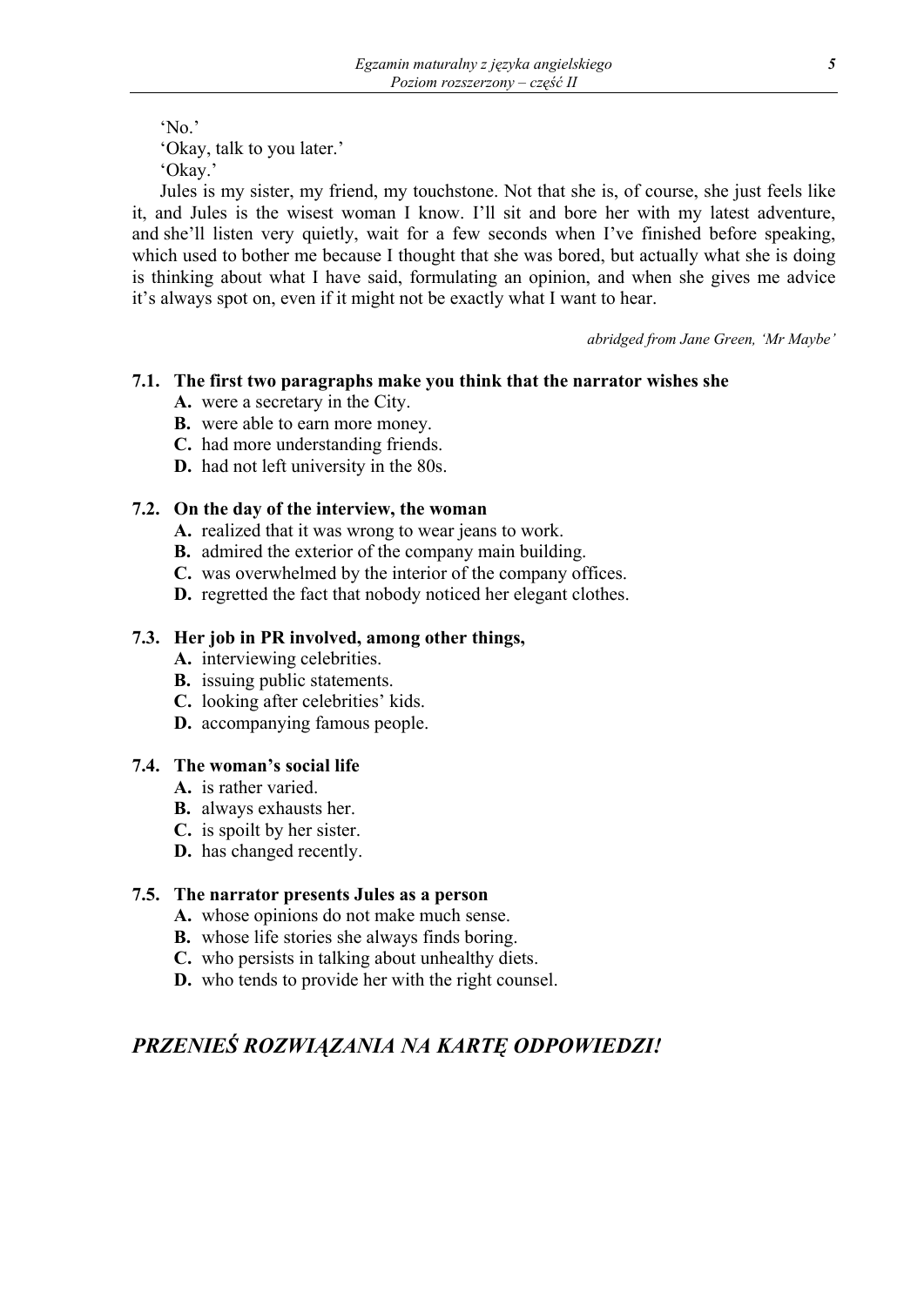'No.'

'Okay, talk to you later.'

'Okay.'

Jules is my sister, my friend, my touchstone. Not that she is, of course, she just feels like it, and Jules is the wisest woman I know. I'll sit and bore her with my latest adventure, and she'll listen very quietly, wait for a few seconds when I've finished before speaking, which used to bother me because I thought that she was bored, but actually what she is doing is thinking about what I have said, formulating an opinion, and when she gives me advice it's always spot on, even if it might not be exactly what I want to hear.

*abridged from Jane Green, 'Mr Maybe'*

**7.1. The first two paragraphs make you think that the narrator wishes she**

- **A.** were a secretary in the City.
- **B.** were able to earn more money.
- **C.** had more understanding friends.
- **D.** had not left university in the 80s.

**7.2. On the day of the interview, the woman**

- **A.** realized that it was wrong to wear jeans to work.
- **B.** admired the exterior of the company main building.
- **C.** was overwhelmed by the interior of the company offices.
- **D.** regretted the fact that nobody noticed her elegant clothes.

**7.3. Her job in PR involved, among other things,**

- **A.** interviewing celebrities.
- **B.** issuing public statements.
- **C.** looking after celebrities' kids.
- **D.** accompanying famous people.

**7.4. The woman's social life**

- **A.** is rather varied.
- **B.** always exhausts her.
- **C.** is spoilt by her sister.
- **D.** has changed recently.

**7.5. The narrator presents Jules as a person**

- **A.** whose opinions do not make much sense.
- **B.** whose life stories she always finds boring.
- **C.** who persists in talking about unhealthy diets.
- **D.** who tends to provide her with the right counsel.

***PRZENIEŚ ROZWIĄZANIA NA KARTĘ ODPOWIEDZI!***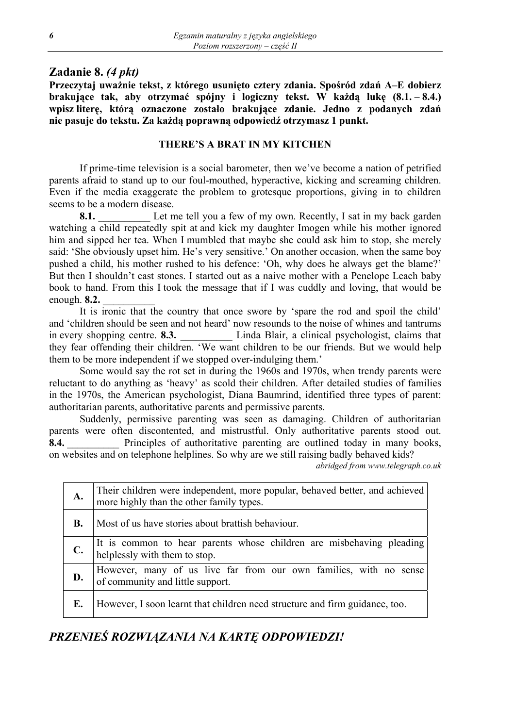## Zadanie 8. *(4 pkt)*

**Przeczytaj uważnie tekst, z którego usunięto cztery zdania. Spośród zdań A–E dobierz brakujące tak, aby otrzymać spójny i logiczny tekst. W każdą lukę (8.1. – 8.4.) wpisz literę, którą oznaczone zostało brakujące zdanie. Jedno z podanych zdań nie pasuje do tekstu. Za każdą poprawną odpowiedź otrzymasz 1 punkt.**

**THERE'S A BRAT IN MY KITCHEN**

If prime-time television is a social barometer, then we've become a nation of petrified parents afraid to stand up to our foul-mouthed, hyperactive, kicking and screaming children. Even if the media exaggerate the problem to grotesque proportions, giving in to children seems to be a modern disease.

**8.1.** __________ Let me tell you a few of my own. Recently, I sat in my back garden watching a child repeatedly spit at and kick my daughter Imogen while his mother ignored him and sipped her tea. When I mumbled that maybe she could ask him to stop, she merely said: 'She obviously upset him. He's very sensitive.' On another occasion, when the same boy pushed a child, his mother rushed to his defence: 'Oh, why does he always get the blame?' But then I shouldn't cast stones. I started out as a naive mother with a Penelope Leach baby book to hand. From this I took the message that if I was cuddly and loving, that would be enough. **8.2.** __________

It is ironic that the country that once swore by 'spare the rod and spoil the child' and 'children should be seen and not heard' now resounds to the noise of whines and tantrums in every shopping centre. **8.3.** __________ Linda Blair, a clinical psychologist, claims that they fear offending their children. 'We want children to be our friends. But we would help them to be more independent if we stopped over-indulging them.'

Some would say the rot set in during the 1960s and 1970s, when trendy parents were reluctant to do anything as 'heavy' as scold their children. After detailed studies of families in the 1970s, the American psychologist, Diana Baumrind, identified three types of parent: authoritarian parents, authoritative parents and permissive parents.

Suddenly, permissive parenting was seen as damaging. Children of authoritarian parents were often discontented, and mistrustful. Only authoritative parents stood out. **8.4.** __________ Principles of authoritative parenting are outlined today in many books, on websites and on telephone helplines. So why are we still raising badly behaved kids?

*abridged from www.telegraph.co.uk*

| | |
|---|---|
| **A.** | Their children were independent, more popular, behaved better, and achieved more highly than the other family types. |
| **B.** | Most of us have stories about brattish behaviour. |
| **C.** | It is common to hear parents whose children are misbehaving pleading helplessly with them to stop. |
| **D.** | However, many of us live far from our own families, with no sense of community and little support. |
| **E.** | However, I soon learnt that children need structure and firm guidance, too. |

***PRZENIEŚ ROZWIĄZANIA NA KARTĘ ODPOWIEDZI!***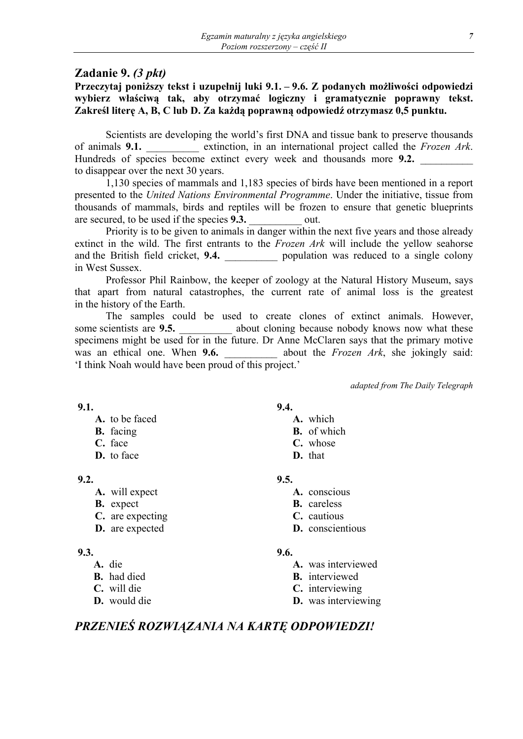## Zadanie 9. *(3 pkt)*

**Przeczytaj poniższy tekst i uzupełnij luki 9.1. – 9.6. Z podanych możliwości odpowiedzi wybierz właściwą tak, aby otrzymać logiczny i gramatycznie poprawny tekst. Zakreśl literę A, B, C lub D. Za każdą poprawną odpowiedź otrzymasz 0,5 punktu.**

Scientists are developing the world's first DNA and tissue bank to preserve thousands of animals **9.1.** __________ extinction, in an international project called the *Frozen Ark*. Hundreds of species become extinct every week and thousands more **9.2.** __________ to disappear over the next 30 years.

1,130 species of mammals and 1,183 species of birds have been mentioned in a report presented to the *United Nations Environmental Programme*. Under the initiative, tissue from thousands of mammals, birds and reptiles will be frozen to ensure that genetic blueprints are secured, to be used if the species **9.3.** __________ out.

Priority is to be given to animals in danger within the next five years and those already extinct in the wild. The first entrants to the *Frozen Ark* will include the yellow seahorse and the British field cricket, **9.4.** __________ population was reduced to a single colony in West Sussex.

Professor Phil Rainbow, the keeper of zoology at the Natural History Museum, says that apart from natural catastrophes, the current rate of animal loss is the greatest in the history of the Earth.

The samples could be used to create clones of extinct animals. However, some scientists are **9.5.** __________ about cloning because nobody knows now what these specimens might be used for in the future. Dr Anne McClaren says that the primary motive was an ethical one. When **9.6.** __________ about the *Frozen Ark*, she jokingly said: 'I think Noah would have been proud of this project.'

*adapted from The Daily Telegraph*

**9.1.**
- **A.** to be faced
- **B.** facing
- **C.** face
- **D.** to face

**9.2.**
- **A.** will expect
- **B.** expect
- **C.** are expecting
- **D.** are expected

**9.3.**
- **A.** die
- **B.** had died
- **C.** will die
- **D.** would die

**9.4.**
- **A.** which
- **B.** of which
- **C.** whose
- **D.** that

**9.5.**
- **A.** conscious
- **B.** careless
- **C.** cautious
- **D.** conscientious

**9.6.**
- **A.** was interviewed
- **B.** interviewed
- **C.** interviewing
- **D.** was interviewing

***PRZENIEŚ ROZWIĄZANIA NA KARTĘ ODPOWIEDZI!***